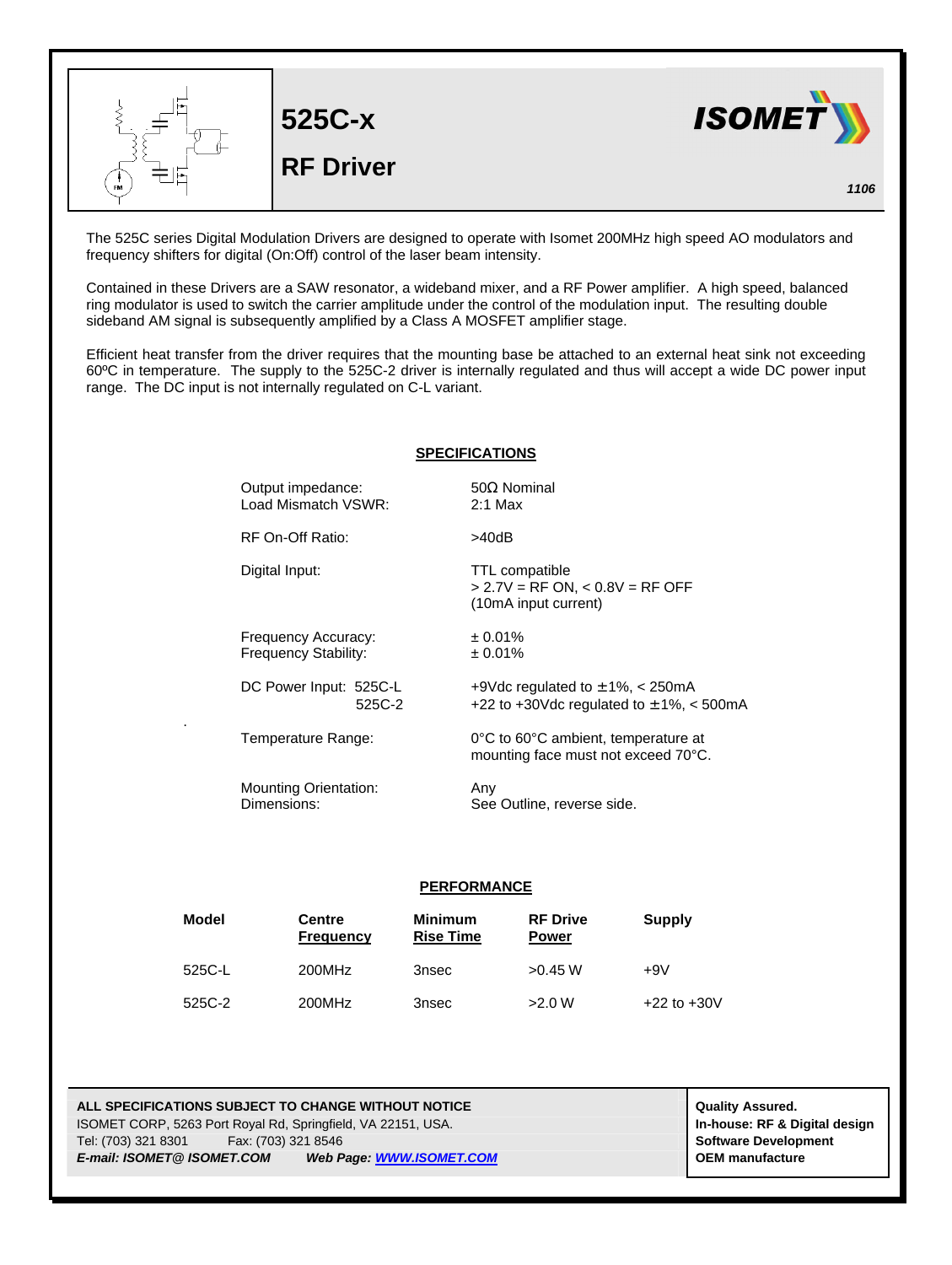# 525C-x

## RF Driver

ISOMET

*1106*

The 525C series Digital Modulation Drivers are designed to operate with Isomet 200MHz high speed AO modulators and frequency shifters for digital (On:Off) control of the laser beam intensity.

Contained in these Drivers are a SAW resonator, a wideband mixer, and a RF Power amplifier. A high speed, balanced ring modulator is used to switch the carrier amplitude under the control of the modulation input. The resulting double sideband AM signal is subsequently amplified by a Class A MOSFET amplifier stage.

Efficient heat transfer from the driver requires that the mounting base be attached to an external heat sink not exceeding 60ºC in temperature. The supply to the 525C-2 driver is internally regulated and thus will accept a wide DC power input range. The DC input is not internally regulated on C-L variant.

## SPECIFICATIONS

| | |
|---|---|
| Output impedance: | 50Ω Nominal |
| Load Mismatch VSWR: | 2:1 Max |
| RF On-Off Ratio: | >40dB |
| Digital Input: | TTL compatible<br>> 2.7V = RF ON, < 0.8V = RF OFF<br>(10mA input current) |
| Frequency Accuracy: | ± 0.01% |
| Frequency Stability: | ± 0.01% |
| DC Power Input: 525C-L | +9Vdc regulated to ±1%, < 250mA |
| 525C-2 | +22 to +30Vdc regulated to ±1%, < 500mA |
| Temperature Range: | 0°C to 60°C ambient, temperature at mounting face must not exceed 70°C. |
| Mounting Orientation: | Any |
| Dimensions: | See Outline, reverse side. |

## PERFORMANCE

| Model | Centre Frequency | Minimum Rise Time | RF Drive Power | Supply |
|---|---|---|---|---|
| 525C-L | 200MHz | 3nsec | >0.45 W | +9V |
| 525C-2 | 200MHz | 3nsec | >2.0 W | +22 to +30V |

**ALL SPECIFICATIONS SUBJECT TO CHANGE WITHOUT NOTICE**
ISOMET CORP, 5263 Port Royal Rd, Springfield, VA 22151, USA.
Tel: (703) 321 8301 Fax: (703) 321 8546
***E-mail: ISOMET@ ISOMET.COM*** ***Web Page: WWW.ISOMET.COM***

**Quality Assured.**
**In-house: RF & Digital design**
**Software Development**
**OEM manufacture**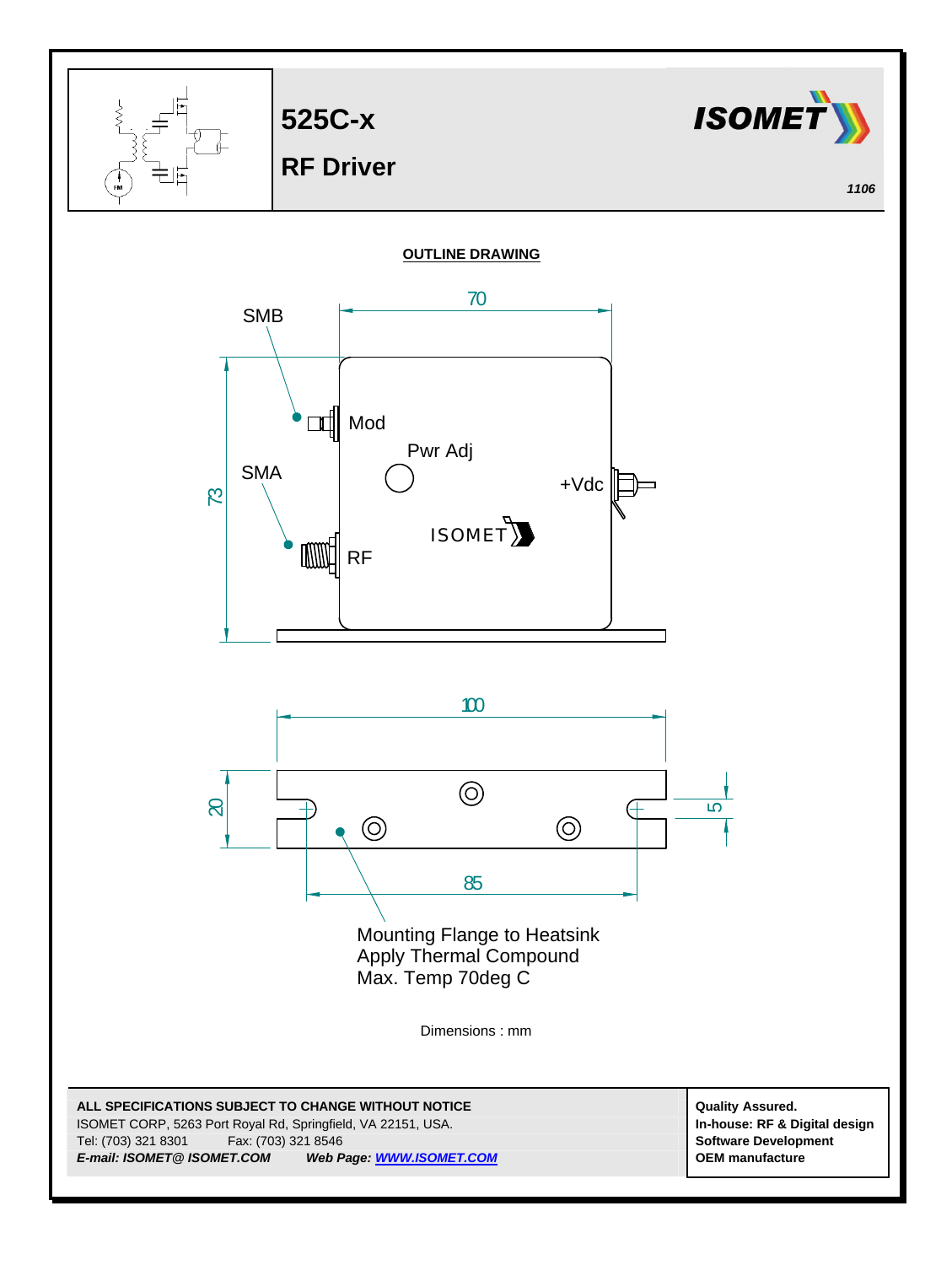# 525C-x

## RF Driver

1106

**OUTLINE DRAWING**

70

SMB

Mod

Pwr Adj

SMA

+Vdc

73

ISOMET

RF

100

20

5

85

Mounting Flange to Heatsink
Apply Thermal Compound
Max. Temp 70deg C

Dimensions : mm

**ALL SPECIFICATIONS SUBJECT TO CHANGE WITHOUT NOTICE**
ISOMET CORP, 5263 Port Royal Rd, Springfield, VA 22151, USA.
Tel: (703) 321 8301 Fax: (703) 321 8546
***E-mail: ISOMET@ ISOMET.COM*** ***Web Page: WWW.ISOMET.COM***

**Quality Assured.**
**In-house: RF & Digital design**
**Software Development**
**OEM manufacture**